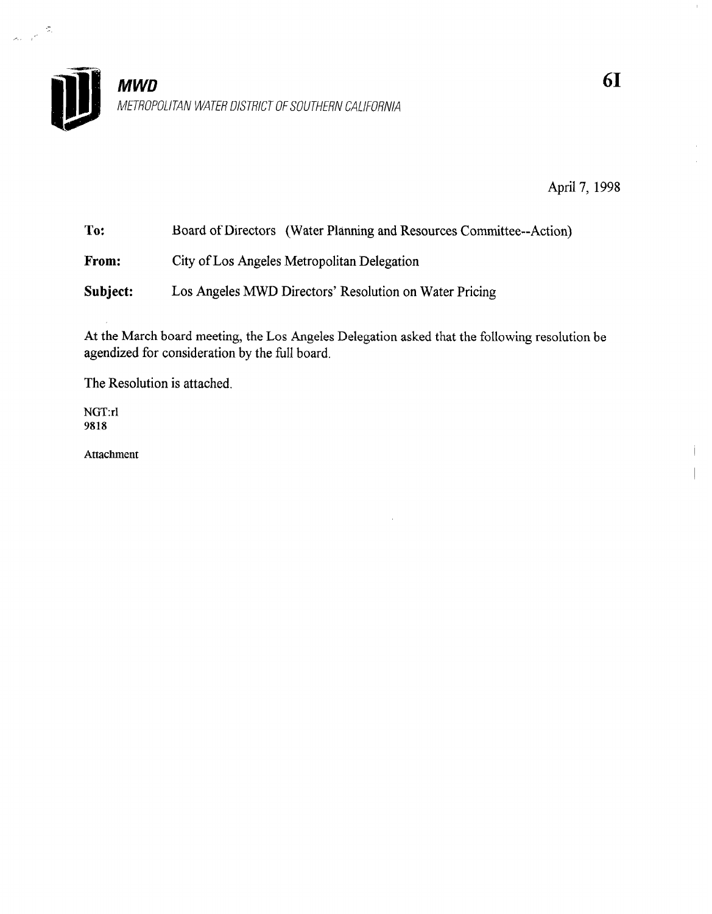**MWD**

*METROPOLITAN WATER DISTRICT OF SOUTHERN CALIFORNIA*

**6I**

April 7, 1998

**To:** Board of Directors (Water Planning and Resources Committee--Action)

**From:** City of Los Angeles Metropolitan Delegation

**Subject:** Los Angeles MWD Directors' Resolution on Water Pricing

At the March board meeting, the Los Angeles Delegation asked that the following resolution be agendized for consideration by the full board.

The Resolution is attached.

NGT:rl
9818

Attachment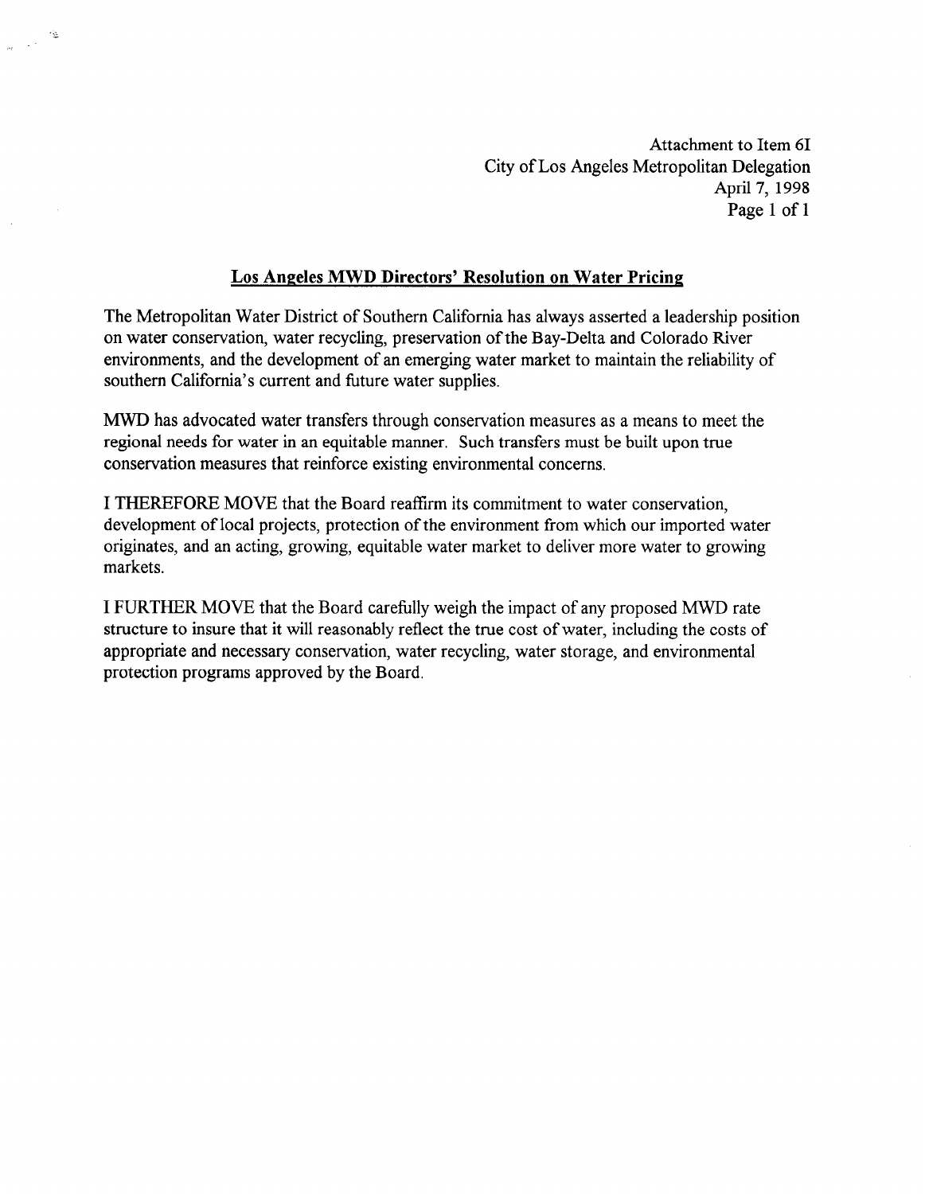Attachment to Item 6I
City of Los Angeles Metropolitan Delegation
April 7, 1998

## Los Angeles MWD Directors' Resolution on Water Pricing

The Metropolitan Water District of Southern California has always asserted a leadership position on water conservation, water recycling, preservation of the Bay-Delta and Colorado River environments, and the development of an emerging water market to maintain the reliability of southern California's current and future water supplies.

MWD has advocated water transfers through conservation measures as a means to meet the regional needs for water in an equitable manner. Such transfers must be built upon true conservation measures that reinforce existing environmental concerns.

I THEREFORE MOVE that the Board reaffirm its commitment to water conservation, development of local projects, protection of the environment from which our imported water originates, and an acting, growing, equitable water market to deliver more water to growing markets.

I FURTHER MOVE that the Board carefully weigh the impact of any proposed MWD rate structure to insure that it will reasonably reflect the true cost of water, including the costs of appropriate and necessary conservation, water recycling, water storage, and environmental protection programs approved by the Board.